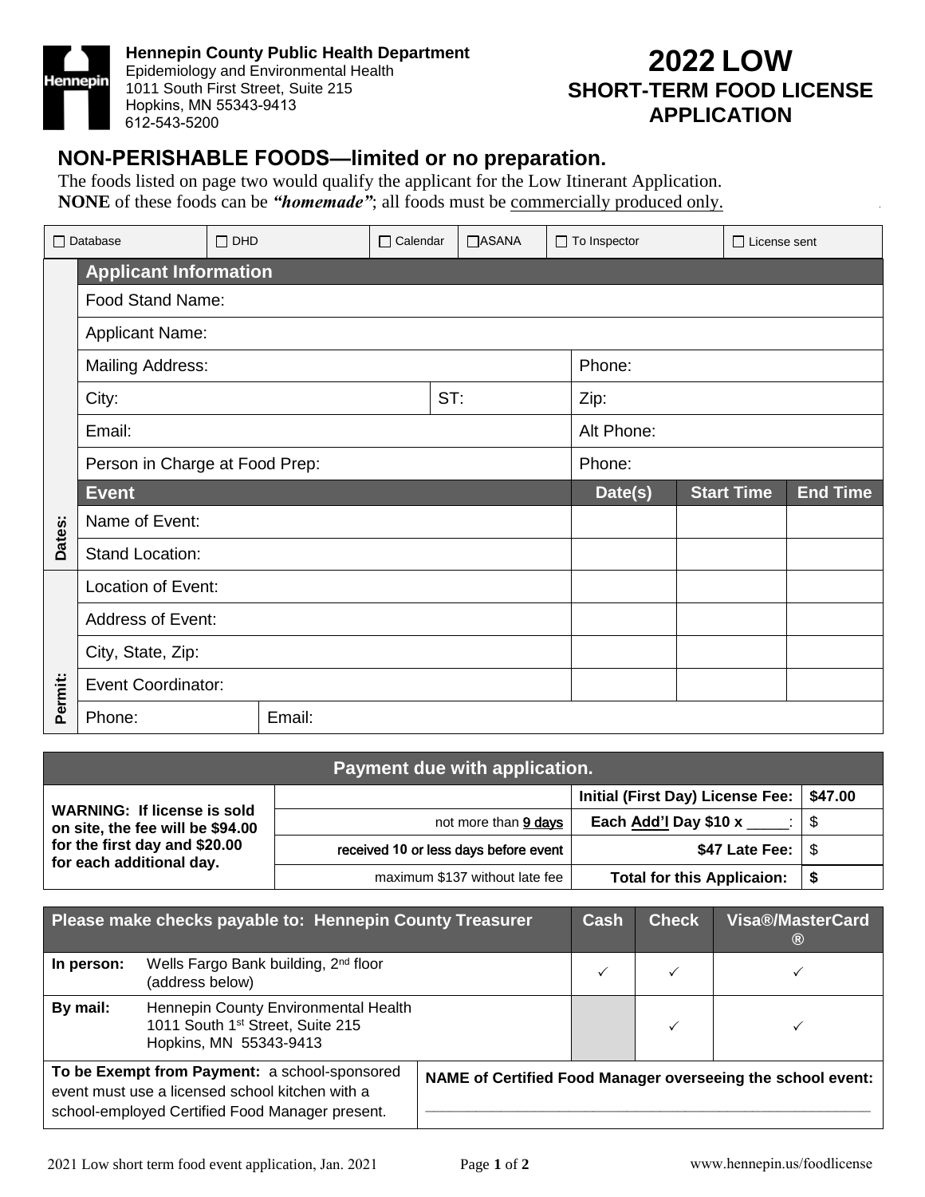**Hennepin County Public Health Department**
Epidemiology and Environmental Health
1011 South First Street, Suite 215
Hopkins, MN 55343-9413
612-543-5200

# 2022 LOW
## SHORT-TERM FOOD LICENSE APPLICATION

## NON-PERISHABLE FOODS—limited or no preparation.

The foods listed on page two would qualify the applicant for the Low Itinerant Application.
**NONE** of these foods can be ***"homemade"***; all foods must be commercially produced only.

| ☐ Database | ☐ DHD | ☐ Calendar | ☐ ASANA | ☐ To Inspector | ☐ License sent |
|---|---|---|---|---|---|

| | **Applicant Information** | | | | | |
|---|---|---|---|---|---|---|
| | Food Stand Name: | | | | | |
| | Applicant Name: | | | | | |
| | Mailing Address: | | | Phone: | | |
| | City: | ST: | | Zip: | | |
| | Email: | | | Alt Phone: | | |
| | Person in Charge at Food Prep: | | | Phone: | | |
| | **Event** | | | **Date(s)** | **Start Time** | **End Time** |
| **Dates:** | Name of Event: | | | | | |
| | Stand Location: | | | | | |
| | Location of Event: | | | | | |
| | Address of Event: | | | | | |
| | City, State, Zip: | | | | | |
| | Event Coordinator: | | | | | |
| **Permit:** | Phone: | Email: | | | | |

| **Payment due with application.** | | | |
|---|---|---|---|
| **WARNING: If license is sold on site, the fee will be $94.00 for the first day and $20.00 for each additional day.** | | **Initial (First Day) License Fee:** | **$47.00** |
| | not more than 9 days | **Each Add'l Day $10 x _____:** | $ |
| | received 10 or less days before event | **$47 Late Fee:** | $ |
| | maximum $137 without late fee | **Total for this Applicaion:** | **$** |

| **Please make checks payable to: Hennepin County Treasurer** | | **Cash** | **Check** | **Visa®/MasterCard®** |
|---|---|---|---|---|
| **In person:** | Wells Fargo Bank building, 2nd floor (address below) | ✓ | ✓ | ✓ |
| **By mail:** | Hennepin County Environmental Health<br>1011 South 1st Street, Suite 215<br>Hopkins, MN 55343-9413 | | ✓ | ✓ |

| **To be Exempt from Payment:** a school-sponsored event must use a licensed school kitchen with a school-employed Certified Food Manager present. | **NAME of Certified Food Manager overseeing the school event:** ______________________________ |
|---|---|

2021 Low short term food event application, Jan. 2021

www.hennepin.us/foodlicense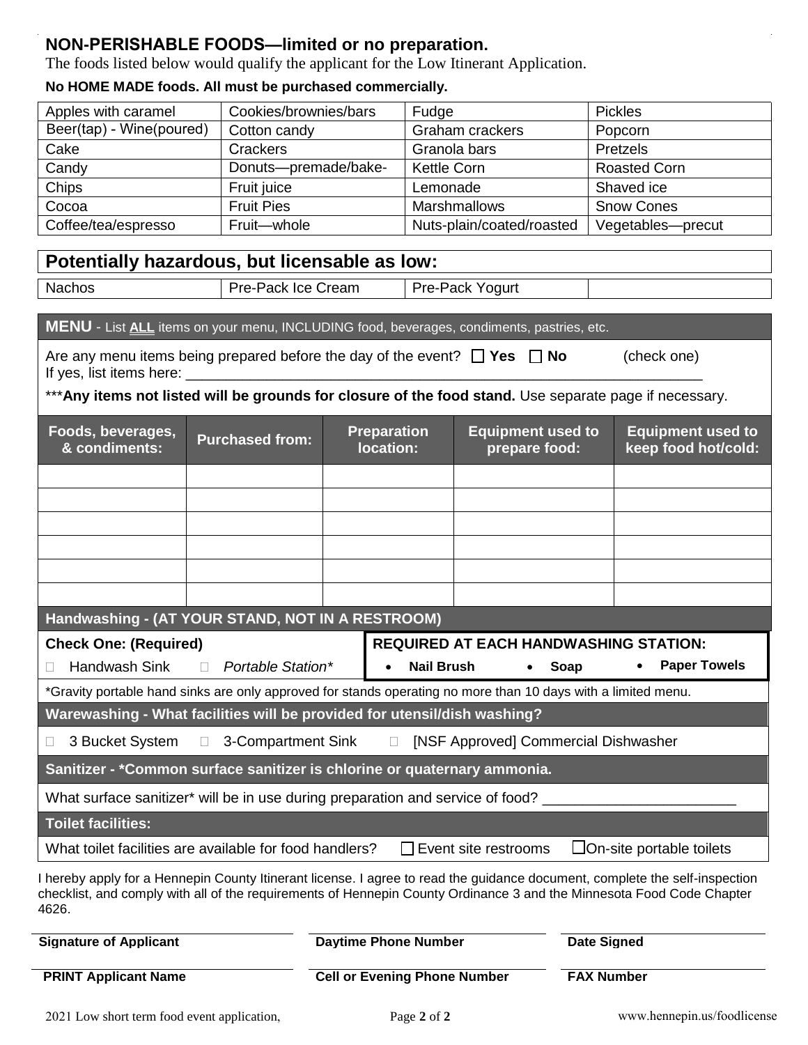## NON-PERISHABLE FOODS—limited or no preparation.

The foods listed below would qualify the applicant for the Low Itinerant Application.

**No HOME MADE foods. All must be purchased commercially.**

| | | | |
|---|---|---|---|
| Apples with caramel | Cookies/brownies/bars | Fudge | Pickles |
| Beer(tap) - Wine(poured) | Cotton candy | Graham crackers | Popcorn |
| Cake | Crackers | Granola bars | Pretzels |
| Candy | Donuts—premade/bake- | Kettle Corn | Roasted Corn |
| Chips | Fruit juice | Lemonade | Shaved ice |
| Cocoa | Fruit Pies | Marshmallows | Snow Cones |
| Coffee/tea/espresso | Fruit—whole | Nuts-plain/coated/roasted | Vegetables—precut |

## Potentially hazardous, but licensable as low:

| | | | |
|---|---|---|---|
| Nachos | Pre-Pack Ice Cream | Pre-Pack Yogurt | |

**MENU** - List **ALL** items on your menu, INCLUDING food, beverages, condiments, pastries, etc.

Are any menu items being prepared before the day of the event? ☐ **Yes** ☐ **No** (check one)
If yes, list items here: ___________________________________________________________

***__Any items not listed will be grounds for closure of the food stand.__ Use separate page if necessary.

| Foods, beverages, & condiments: | Purchased from: | Preparation location: | Equipment used to prepare food: | Equipment used to keep food hot/cold: |
|---|---|---|---|---|
| | | | | |
| | | | | |
| | | | | |
| | | | | |
| | | | | |
| | | | | |

**Handwashing - (AT YOUR STAND, NOT IN A RESTROOM)**

**Check One: (Required)**

☐ Handwash Sink ☐ *Portable Station**

**REQUIRED AT EACH HANDWASHING STATION:**

- **Nail Brush**
- **Soap**
- **Paper Towels**

*Gravity portable hand sinks are only approved for stands operating no more than 10 days with a limited menu.

**Warewashing - What facilities will be provided for utensil/dish washing?**

☐ 3 Bucket System ☐ 3-Compartment Sink ☐ [NSF Approved] Commercial Dishwasher

**Sanitizer - *Common surface sanitizer is chlorine or quaternary ammonia.**

What surface sanitizer* will be in use during preparation and service of food? ________________________

**Toilet facilities:**

What toilet facilities are available for food handlers? ☐ Event site restrooms ☐ On-site portable toilets

I hereby apply for a Hennepin County Itinerant license. I agree to read the guidance document, complete the self-inspection checklist, and comply with all of the requirements of Hennepin County Ordinance 3 and the Minnesota Food Code Chapter 4626.

| **Signature of Applicant** | **Daytime Phone Number** | **Date Signed** |
|---|---|---|
| **PRINT Applicant Name** | **Cell or Evening Phone Number** | **FAX Number** |

2021 Low short term food event application, www.hennepin.us/foodlicense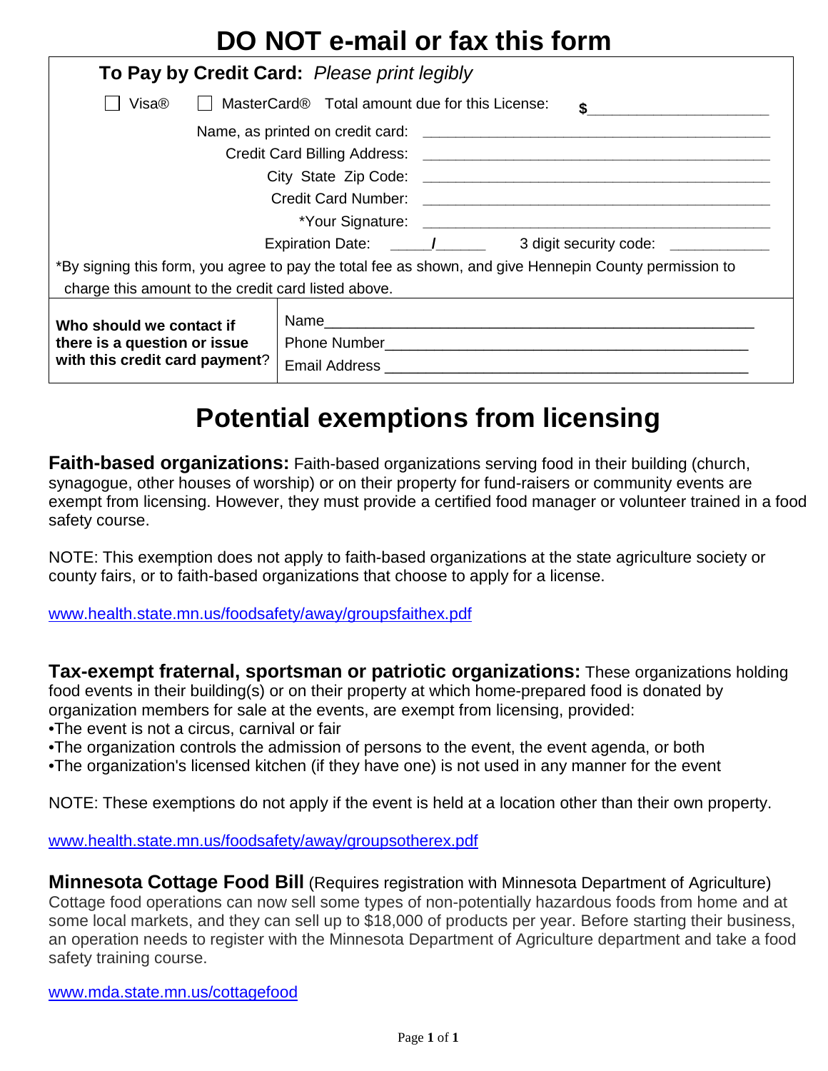# DO NOT e-mail or fax this form

**To Pay by Credit Card:** *Please print legibly*

☐ Visa® ☐ MasterCard® Total amount due for this License: $____________________

Name, as printed on credit card: ________________________________________

Credit Card Billing Address: ________________________________________

City State Zip Code: ________________________________________

Credit Card Number: ________________________________________

*Your Signature: ________________________________________

Expiration Date: _____/______ 3 digit security code: ___________

*By signing this form, you agree to pay the total fee as shown, and give Hennepin County permission to charge this amount to the credit card listed above.

| | |
|---|---|
| **Who should we contact if there is a question or issue with this credit card payment?** | Name________________________________________________ <br> Phone Number____________________________________________ <br> Email Address ____________________________________________ |

# Potential exemptions from licensing

**Faith-based organizations:** Faith-based organizations serving food in their building (church, synagogue, other houses of worship) or on their property for fund-raisers or community events are exempt from licensing. However, they must provide a certified food manager or volunteer trained in a food safety course.

NOTE: This exemption does not apply to faith-based organizations at the state agriculture society or county fairs, or to faith-based organizations that choose to apply for a license.

www.health.state.mn.us/foodsafety/away/groupsfaithex.pdf

**Tax-exempt fraternal, sportsman or patriotic organizations:** These organizations holding food events in their building(s) or on their property at which home-prepared food is donated by organization members for sale at the events, are exempt from licensing, provided:

- The event is not a circus, carnival or fair
- The organization controls the admission of persons to the event, the event agenda, or both
- The organization's licensed kitchen (if they have one) is not used in any manner for the event

NOTE: These exemptions do not apply if the event is held at a location other than their own property.

www.health.state.mn.us/foodsafety/away/groupsotherex.pdf

**Minnesota Cottage Food Bill** (Requires registration with Minnesota Department of Agriculture)
Cottage food operations can now sell some types of non-potentially hazardous foods from home and at some local markets, and they can sell up to $18,000 of products per year. Before starting their business, an operation needs to register with the Minnesota Department of Agriculture department and take a food safety training course.

www.mda.state.mn.us/cottagefood